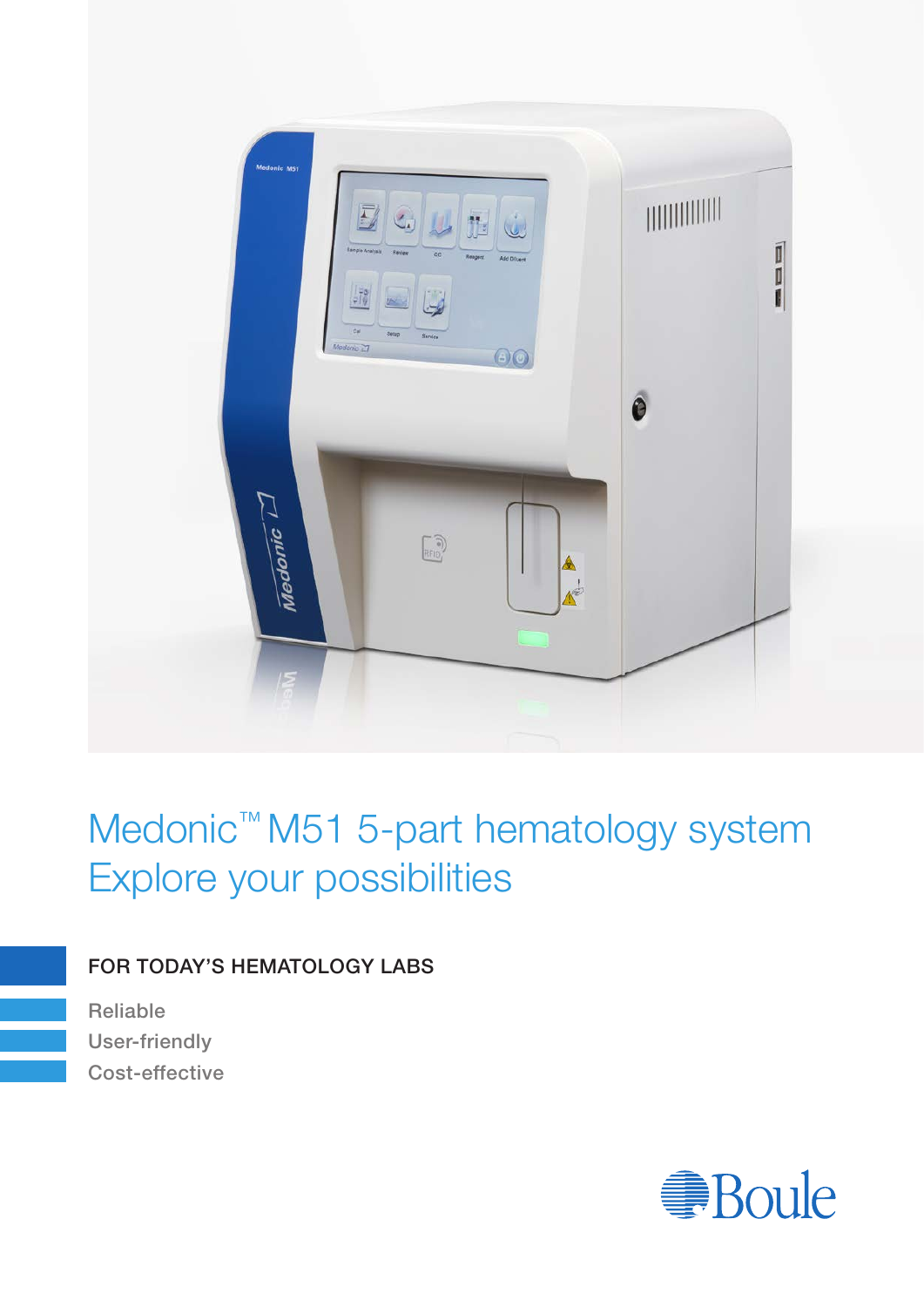# Medonic™ M51 5-part hematology system
# Explore your possibilities

## FOR TODAY'S HEMATOLOGY LABS

Reliable

User-friendly

Cost-effective

Boule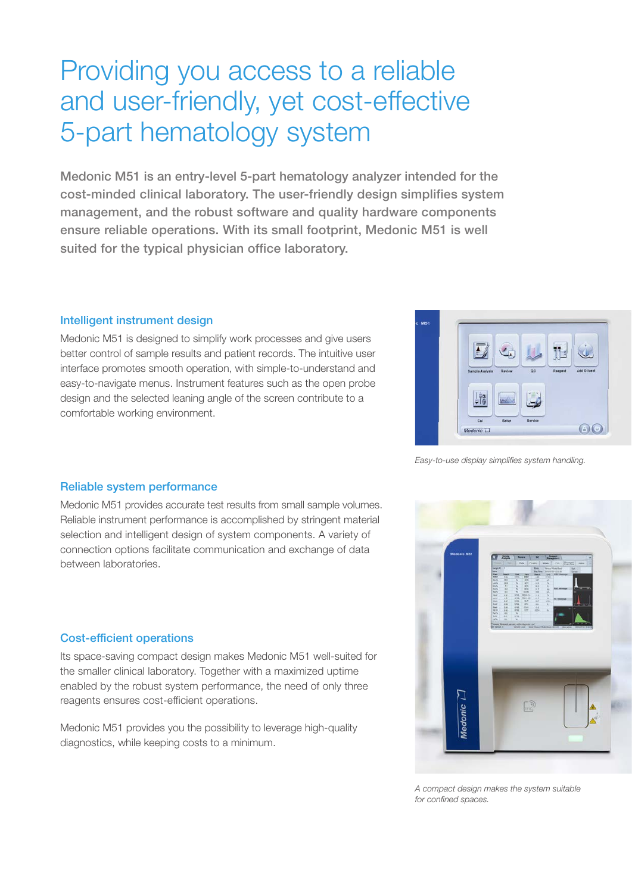# Providing you access to a reliable and user-friendly, yet cost-effective 5-part hematology system

Medonic M51 is an entry-level 5-part hematology analyzer intended for the cost-minded clinical laboratory. The user-friendly design simplifies system management, and the robust software and quality hardware components ensure reliable operations. With its small footprint, Medonic M51 is well suited for the typical physician office laboratory.

## Intelligent instrument design

Medonic M51 is designed to simplify work processes and give users better control of sample results and patient records. The intuitive user interface promotes smooth operation, with simple-to-understand and easy-to-navigate menus. Instrument features such as the open probe design and the selected leaning angle of the screen contribute to a comfortable working environment.

*Easy-to-use display simplifies system handling.*

## Reliable system performance

Medonic M51 provides accurate test results from small sample volumes. Reliable instrument performance is accomplished by stringent material selection and intelligent design of system components. A variety of connection options facilitate communication and exchange of data between laboratories.

## Cost-efficient operations

Its space-saving compact design makes Medonic M51 well-suited for the smaller clinical laboratory. Together with a maximized uptime enabled by the robust system performance, the need of only three reagents ensures cost-efficient operations.

Medonic M51 provides you the possibility to leverage high-quality diagnostics, while keeping costs to a minimum.

*A compact design makes the system suitable for confined spaces.*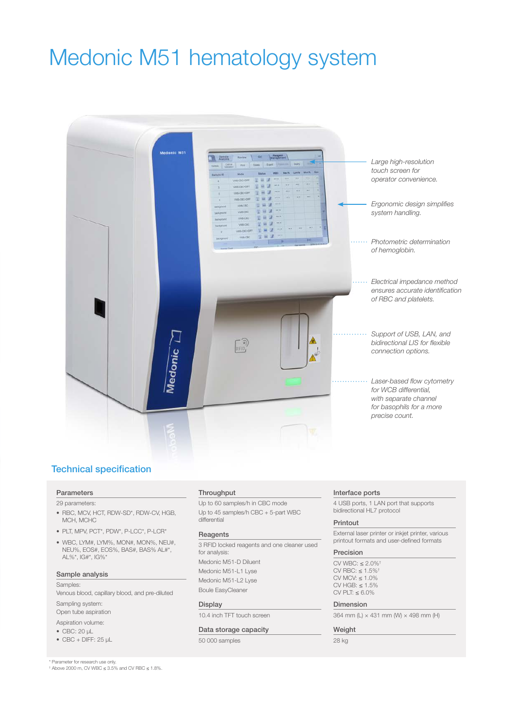# Medonic M51 hematology system

*Large high-resolution touch screen for operator convenience.*

*Ergonomic design simplifies system handling.*

*Photometric determination of hemoglobin.*

*Electrical impedance method ensures accurate identification of RBC and platelets.*

*Support of USB, LAN, and bidirectional LIS for flexible connection options.*

*Laser-based flow cytometry for WCB differential, with separate channel for basophils for a more precise count.*

## Technical specification

### Parameters

29 parameters:

- RBC, MCV, HCT, RDW-SD*, RDW-CV, HGB, MCH, MCHC
- PLT, MPV, PCT*, PDW*, P-LCC*, P-LCR*
- WBC, LYM#, LYM%, MON#, MON%, NEU#, NEU%, EOS#, EOS%, BAS#, BAS% AL#*, AL%*, IG#*, IG%*

### Sample analysis

Samples:
Venous blood, capillary blood, and pre-diluted

Sampling system:
Open tube aspiration

Aspiration volume:

- CBC: 20 µL
- CBC + DIFF: 25 µL

### Throughput

Up to 60 samples/h in CBC mode

Up to 45 samples/h CBC + 5-part WBC differential

### Reagents

3 RFID locked reagents and one cleaner used for analysis:

Medonic M51-D Diluent

Medonic M51-L1 Lyse

Medonic M51-L2 Lyse

Boule EasyCleaner

### Display

10.4 inch TFT touch screen

### Data storage capacity

50 000 samples

### Interface ports

4 USB ports, 1 LAN port that supports bidirectional HL7 protocol

### Printout

External laser printer or inkjet printer, various printout formats and user-defined formats

### Precision

CV WBC: ≤ 2.0%†
CV RBC: ≤ 1.5%†
CV MCV: ≤ 1.0%
CV HGB: ≤ 1.5%
CV PLT: ≤ 6.0%

### Dimension

364 mm (L) × 431 mm (W) × 498 mm (H)

### Weight

28 kg

\* Parameter for research use only.
† Above 2000 m, CV WBC ≤ 3.5% and CV RBC ≤ 1.8%.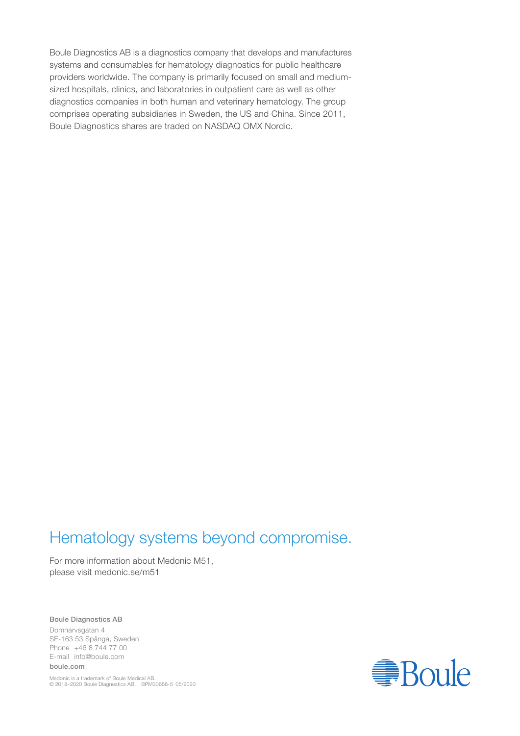Boule Diagnostics AB is a diagnostics company that develops and manufactures systems and consumables for hematology diagnostics for public healthcare providers worldwide. The company is primarily focused on small and medium-sized hospitals, clinics, and laboratories in outpatient care as well as other diagnostics companies in both human and veterinary hematology. The group comprises operating subsidiaries in Sweden, the US and China. Since 2011, Boule Diagnostics shares are traded on NASDAQ OMX Nordic.

## Hematology systems beyond compromise.

For more information about Medonic M51,
please visit medonic.se/m51

**Boule Diagnostics AB**
Domnarvsgatan 4
SE-163 53 Spånga, Sweden
Phone +46 8 744 77 00
E-mail info@boule.com
**boule.com**

Medonic is a trademark of Boule Medical AB.
© 2018–2020 Boule Diagnostics AB. BPM30658-5 05/2020

Boule